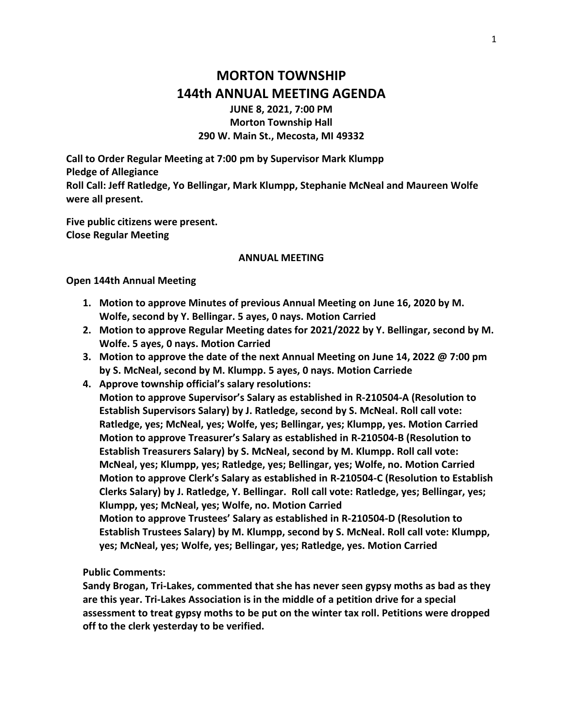# MORTON TOWNSHIP
# 144th ANNUAL MEETING AGENDA

**JUNE 8, 2021, 7:00 PM**
**Morton Township Hall**
**290 W. Main St., Mecosta, MI 49332**

**Call to Order Regular Meeting at 7:00 pm by Supervisor Mark Klumpp**
**Pledge of Allegiance**
**Roll Call: Jeff Ratledge, Yo Bellingar, Mark Klumpp, Stephanie McNeal and Maureen Wolfe were all present.**

**Five public citizens were present.**
**Close Regular Meeting**

## ANNUAL MEETING

**Open 144th Annual Meeting**

1. **Motion to approve Minutes of previous Annual Meeting on June 16, 2020 by M. Wolfe, second by Y. Bellingar. 5 ayes, 0 nays. Motion Carried**
2. **Motion to approve Regular Meeting dates for 2021/2022 by Y. Bellingar, second by M. Wolfe. 5 ayes, 0 nays. Motion Carried**
3. **Motion to approve the date of the next Annual Meeting on June 14, 2022 @ 7:00 pm by S. McNeal, second by M. Klumpp. 5 ayes, 0 nays. Motion Carriede**
4. **Approve township official's salary resolutions:**
   **Motion to approve Supervisor's Salary as established in R-210504-A (Resolution to Establish Supervisors Salary) by J. Ratledge, second by S. McNeal. Roll call vote: Ratledge, yes; McNeal, yes; Wolfe, yes; Bellingar, yes; Klumpp, yes. Motion Carried**
   **Motion to approve Treasurer's Salary as established in R-210504-B (Resolution to Establish Treasurers Salary) by S. McNeal, second by M. Klumpp. Roll call vote: McNeal, yes; Klumpp, yes; Ratledge, yes; Bellingar, yes; Wolfe, no. Motion Carried**
   **Motion to approve Clerk's Salary as established in R-210504-C (Resolution to Establish Clerks Salary) by J. Ratledge, Y. Bellingar. Roll call vote: Ratledge, yes; Bellingar, yes; Klumpp, yes; McNeal, yes; Wolfe, no. Motion Carried**
   **Motion to approve Trustees' Salary as established in R-210504-D (Resolution to Establish Trustees Salary) by M. Klumpp, second by S. McNeal. Roll call vote: Klumpp, yes; McNeal, yes; Wolfe, yes; Bellingar, yes; Ratledge, yes. Motion Carried**

**Public Comments:**
**Sandy Brogan, Tri-Lakes, commented that she has never seen gypsy moths as bad as they are this year. Tri-Lakes Association is in the middle of a petition drive for a special assessment to treat gypsy moths to be put on the winter tax roll. Petitions were dropped off to the clerk yesterday to be verified.**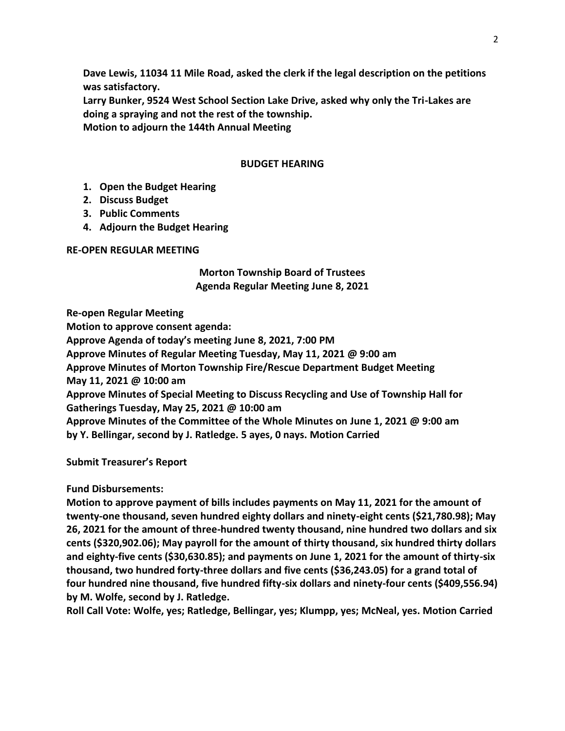**Dave Lewis, 11034 11 Mile Road, asked the clerk if the legal description on the petitions was satisfactory.**
**Larry Bunker, 9524 West School Section Lake Drive, asked why only the Tri-Lakes are doing a spraying and not the rest of the township.**
**Motion to adjourn the 144th Annual Meeting**

## BUDGET HEARING

1. **Open the Budget Hearing**
2. **Discuss Budget**
3. **Public Comments**
4. **Adjourn the Budget Hearing**

**RE-OPEN REGULAR MEETING**

**Morton Township Board of Trustees**
**Agenda Regular Meeting June 8, 2021**

**Re-open Regular Meeting**
**Motion to approve consent agenda:**
**Approve Agenda of today's meeting June 8, 2021, 7:00 PM**
**Approve Minutes of Regular Meeting Tuesday, May 11, 2021 @ 9:00 am**
**Approve Minutes of Morton Township Fire/Rescue Department Budget Meeting May 11, 2021 @ 10:00 am**
**Approve Minutes of Special Meeting to Discuss Recycling and Use of Township Hall for Gatherings Tuesday, May 25, 2021 @ 10:00 am**
**Approve Minutes of the Committee of the Whole Minutes on June 1, 2021 @ 9:00 am by Y. Bellingar, second by J. Ratledge. 5 ayes, 0 nays. Motion Carried**

**Submit Treasurer's Report**

**Fund Disbursements:**
**Motion to approve payment of bills includes payments on May 11, 2021 for the amount of twenty-one thousand, seven hundred eighty dollars and ninety-eight cents ($21,780.98); May 26, 2021 for the amount of three-hundred twenty thousand, nine hundred two dollars and six cents ($320,902.06); May payroll for the amount of thirty thousand, six hundred thirty dollars and eighty-five cents ($30,630.85); and payments on June 1, 2021 for the amount of thirty-six thousand, two hundred forty-three dollars and five cents ($36,243.05) for a grand total of four hundred nine thousand, five hundred fifty-six dollars and ninety-four cents ($409,556.94) by M. Wolfe, second by J. Ratledge.**
**Roll Call Vote: Wolfe, yes; Ratledge, Bellingar, yes; Klumpp, yes; McNeal, yes. Motion Carried**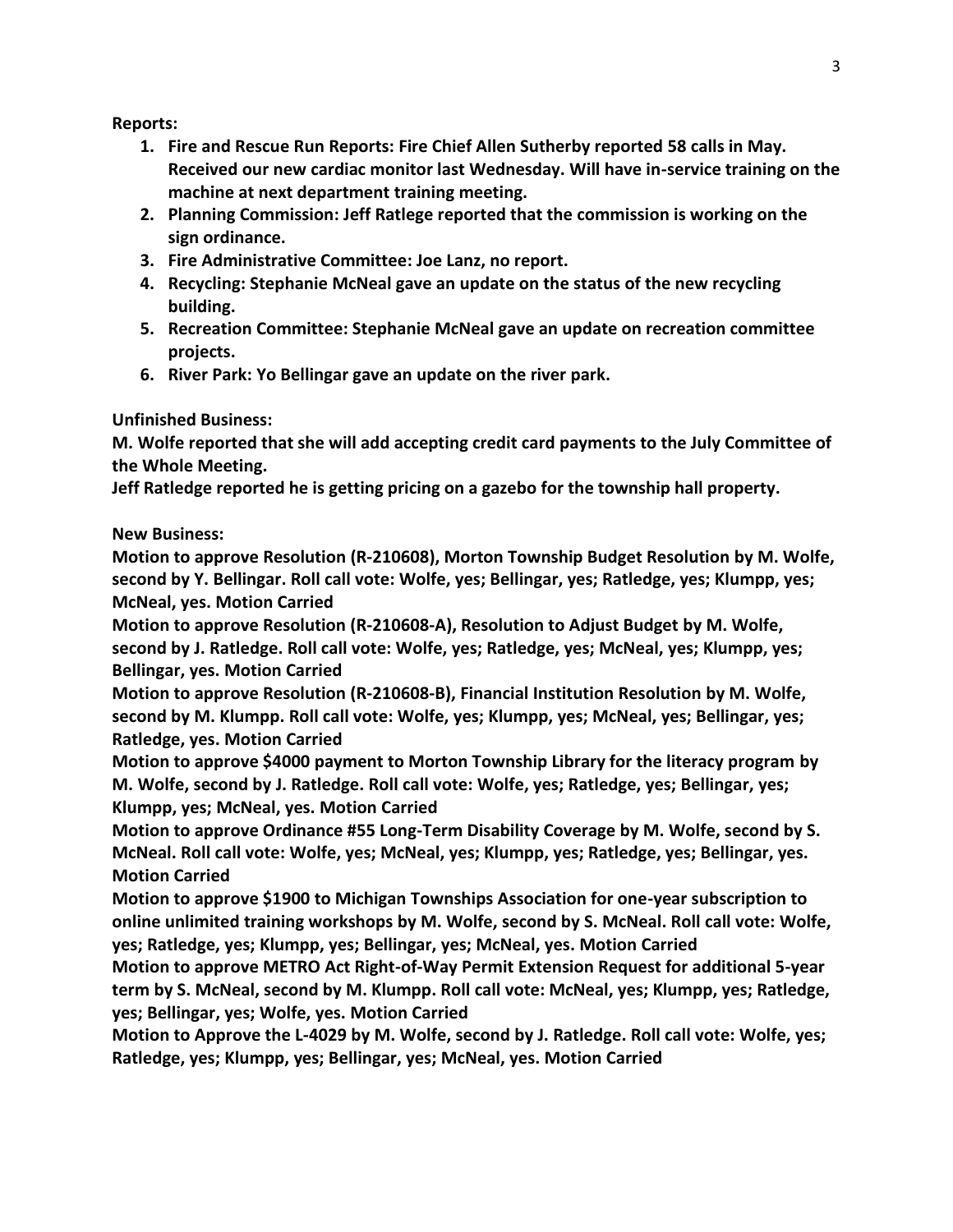**Reports:**

1. **Fire and Rescue Run Reports: Fire Chief Allen Sutherby reported 58 calls in May. Received our new cardiac monitor last Wednesday. Will have in-service training on the machine at next department training meeting.**
2. **Planning Commission: Jeff Ratlege reported that the commission is working on the sign ordinance.**
3. **Fire Administrative Committee: Joe Lanz, no report.**
4. **Recycling: Stephanie McNeal gave an update on the status of the new recycling building.**
5. **Recreation Committee: Stephanie McNeal gave an update on recreation committee projects.**
6. **River Park: Yo Bellingar gave an update on the river park.**

**Unfinished Business:**

**M. Wolfe reported that she will add accepting credit card payments to the July Committee of the Whole Meeting.**

**Jeff Ratledge reported he is getting pricing on a gazebo for the township hall property.**

**New Business:**

**Motion to approve Resolution (R-210608), Morton Township Budget Resolution by M. Wolfe, second by Y. Bellingar. Roll call vote: Wolfe, yes; Bellingar, yes; Ratledge, yes; Klumpp, yes; McNeal, yes. Motion Carried**

**Motion to approve Resolution (R-210608-A), Resolution to Adjust Budget by M. Wolfe, second by J. Ratledge. Roll call vote: Wolfe, yes; Ratledge, yes; McNeal, yes; Klumpp, yes; Bellingar, yes. Motion Carried**

**Motion to approve Resolution (R-210608-B), Financial Institution Resolution by M. Wolfe, second by M. Klumpp. Roll call vote: Wolfe, yes; Klumpp, yes; McNeal, yes; Bellingar, yes; Ratledge, yes. Motion Carried**

**Motion to approve $4000 payment to Morton Township Library for the literacy program by M. Wolfe, second by J. Ratledge. Roll call vote: Wolfe, yes; Ratledge, yes; Bellingar, yes; Klumpp, yes; McNeal, yes. Motion Carried**

**Motion to approve Ordinance #55 Long-Term Disability Coverage by M. Wolfe, second by S. McNeal. Roll call vote: Wolfe, yes; McNeal, yes; Klumpp, yes; Ratledge, yes; Bellingar, yes. Motion Carried**

**Motion to approve $1900 to Michigan Townships Association for one-year subscription to online unlimited training workshops by M. Wolfe, second by S. McNeal. Roll call vote: Wolfe, yes; Ratledge, yes; Klumpp, yes; Bellingar, yes; McNeal, yes. Motion Carried**

**Motion to approve METRO Act Right-of-Way Permit Extension Request for additional 5-year term by S. McNeal, second by M. Klumpp. Roll call vote: McNeal, yes; Klumpp, yes; Ratledge, yes; Bellingar, yes; Wolfe, yes. Motion Carried**

**Motion to Approve the L-4029 by M. Wolfe, second by J. Ratledge. Roll call vote: Wolfe, yes; Ratledge, yes; Klumpp, yes; Bellingar, yes; McNeal, yes. Motion Carried**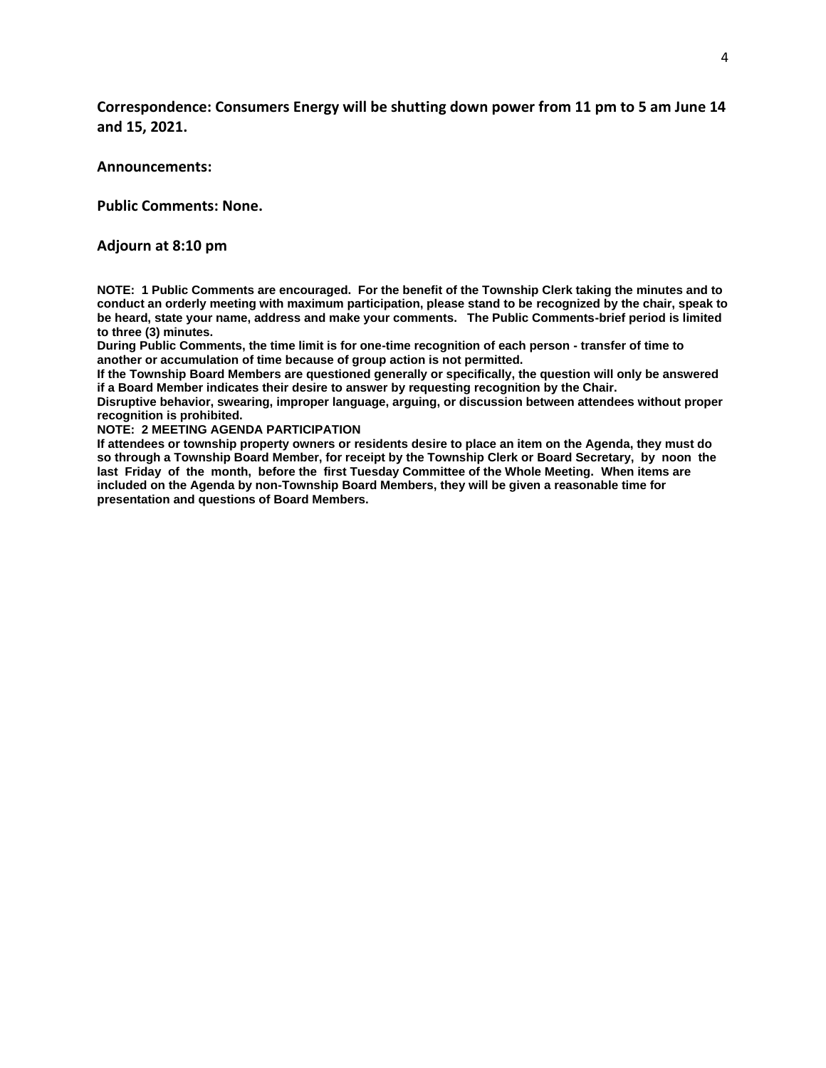**Correspondence: Consumers Energy will be shutting down power from 11 pm to 5 am June 14 and 15, 2021.**

**Announcements:**

**Public Comments: None.**

**Adjourn at 8:10 pm**

**NOTE: 1 Public Comments are encouraged. For the benefit of the Township Clerk taking the minutes and to conduct an orderly meeting with maximum participation, please stand to be recognized by the chair, speak to be heard, state your name, address and make your comments. The Public Comments-brief period is limited to three (3) minutes.**

**During Public Comments, the time limit is for one-time recognition of each person - transfer of time to another or accumulation of time because of group action is not permitted.**

**If the Township Board Members are questioned generally or specifically, the question will only be answered if a Board Member indicates their desire to answer by requesting recognition by the Chair.**

**Disruptive behavior, swearing, improper language, arguing, or discussion between attendees without proper recognition is prohibited.**

**NOTE: 2 MEETING AGENDA PARTICIPATION**

**If attendees or township property owners or residents desire to place an item on the Agenda, they must do so through a Township Board Member, for receipt by the Township Clerk or Board Secretary, by noon the last Friday of the month, before the first Tuesday Committee of the Whole Meeting. When items are included on the Agenda by non-Township Board Members, they will be given a reasonable time for presentation and questions of Board Members.**